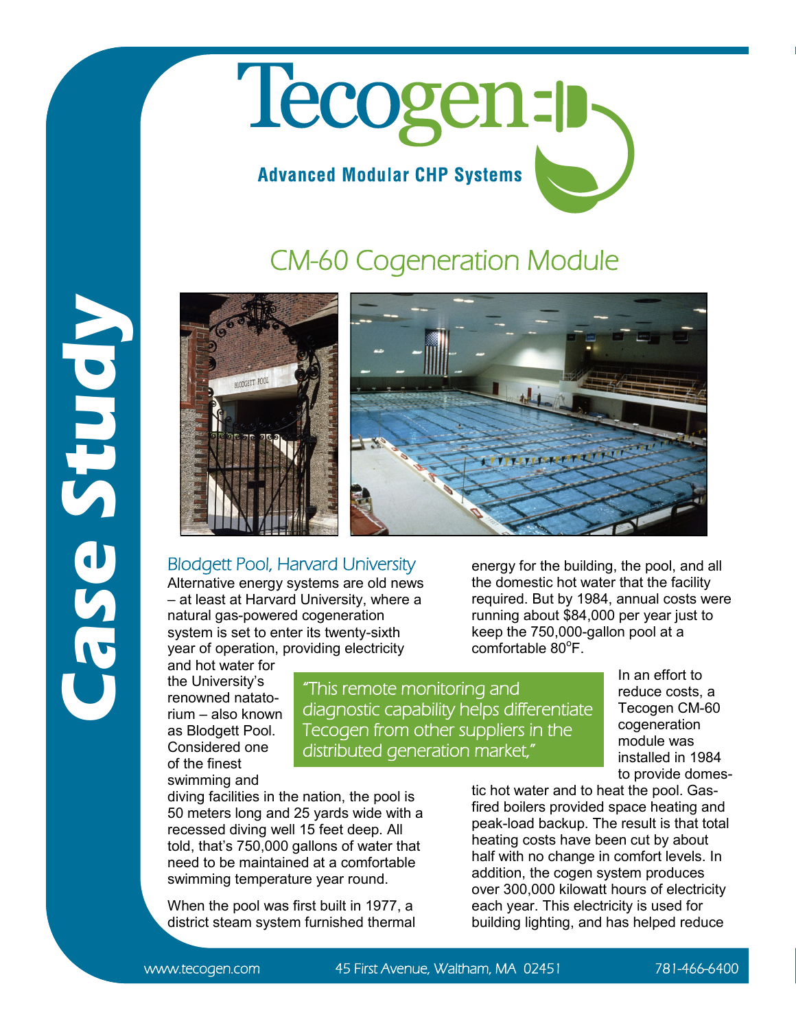Case Study

# Tecogen

**Advanced Modular CHP Systems**

## CM-60 Cogeneration Module

### Blodgett Pool, Harvard University

Alternative energy systems are old news – at least at Harvard University, where a natural gas-powered cogeneration system is set to enter its twenty-sixth year of operation, providing electricity and hot water for the University's renowned natatorium – also known as Blodgett Pool. Considered one of the finest swimming and diving facilities in the nation, the pool is 50 meters long and 25 yards wide with a recessed diving well 15 feet deep. All told, that's 750,000 gallons of water that need to be maintained at a comfortable swimming temperature year round.

When the pool was first built in 1977, a district steam system furnished thermal energy for the building, the pool, and all the domestic hot water that the facility required. But by 1984, annual costs were running about $84,000 per year just to keep the 750,000-gallon pool at a comfortable 80°F.

> *"This remote monitoring and diagnostic capability helps differentiate Tecogen from other suppliers in the distributed generation market,"*

In an effort to reduce costs, a Tecogen CM-60 cogeneration module was installed in 1984 to provide domestic hot water and to heat the pool. Gas-fired boilers provided space heating and peak-load backup. The result is that total heating costs have been cut by about half with no change in comfort levels. In addition, the cogen system produces over 300,000 kilowatt hours of electricity each year. This electricity is used for building lighting, and has helped reduce

www.tecogen.com 45 First Avenue, Waltham, MA 02451 781-466-6400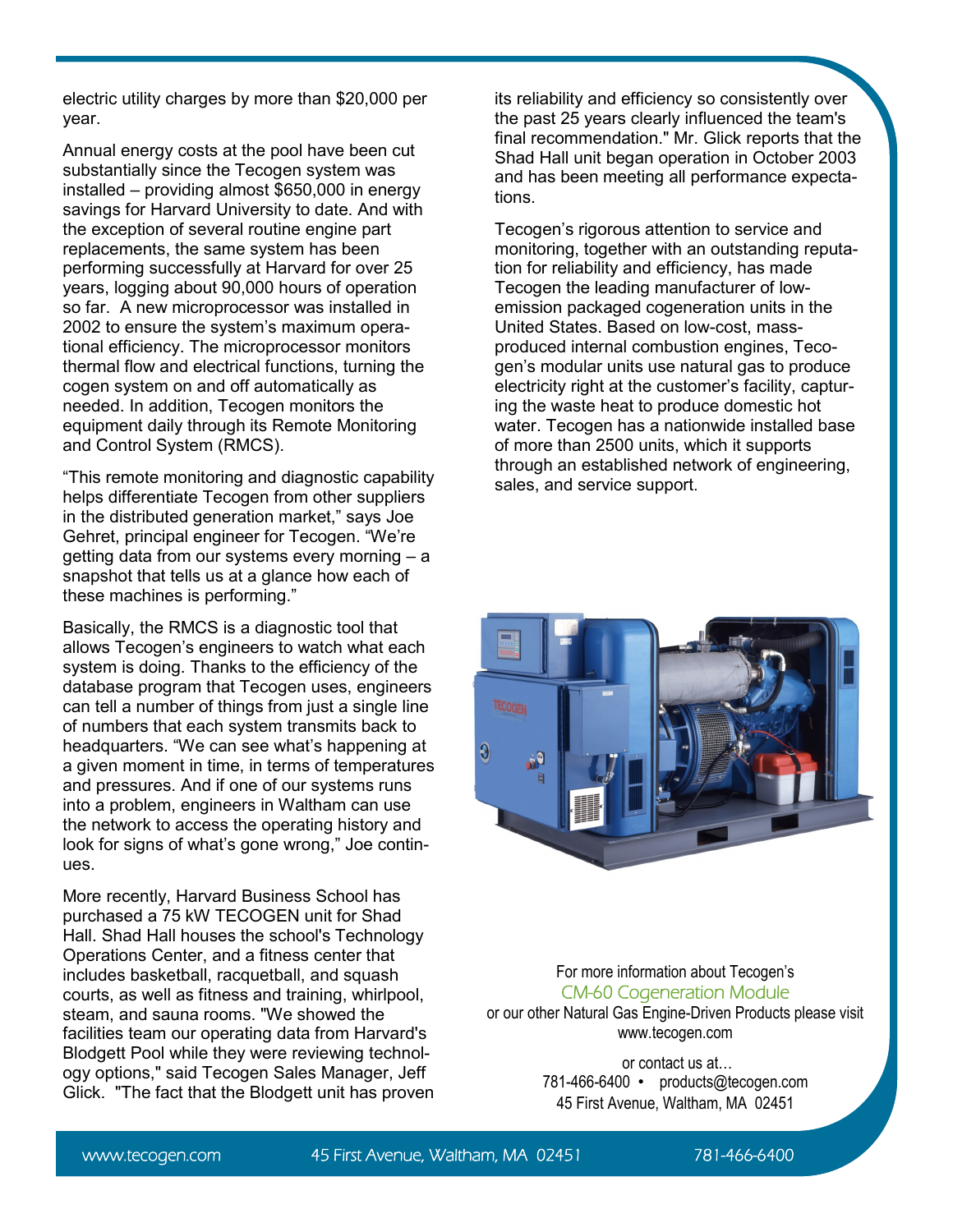electric utility charges by more than $20,000 per year.

Annual energy costs at the pool have been cut substantially since the Tecogen system was installed – providing almost $650,000 in energy savings for Harvard University to date. And with the exception of several routine engine part replacements, the same system has been performing successfully at Harvard for over 25 years, logging about 90,000 hours of operation so far. A new microprocessor was installed in 2002 to ensure the system's maximum operational efficiency. The microprocessor monitors thermal flow and electrical functions, turning the cogen system on and off automatically as needed. In addition, Tecogen monitors the equipment daily through its Remote Monitoring and Control System (RMCS).

"This remote monitoring and diagnostic capability helps differentiate Tecogen from other suppliers in the distributed generation market," says Joe Gehret, principal engineer for Tecogen. "We're getting data from our systems every morning – a snapshot that tells us at a glance how each of these machines is performing."

Basically, the RMCS is a diagnostic tool that allows Tecogen's engineers to watch what each system is doing. Thanks to the efficiency of the database program that Tecogen uses, engineers can tell a number of things from just a single line of numbers that each system transmits back to headquarters. "We can see what's happening at a given moment in time, in terms of temperatures and pressures. And if one of our systems runs into a problem, engineers in Waltham can use the network to access the operating history and look for signs of what's gone wrong," Joe continues.

More recently, Harvard Business School has purchased a 75 kW TECOGEN unit for Shad Hall. Shad Hall houses the school's Technology Operations Center, and a fitness center that includes basketball, racquetball, and squash courts, as well as fitness and training, whirlpool, steam, and sauna rooms. "We showed the facilities team our operating data from Harvard's Blodgett Pool while they were reviewing technology options," said Tecogen Sales Manager, Jeff Glick. "The fact that the Blodgett unit has proven its reliability and efficiency so consistently over the past 25 years clearly influenced the team's final recommendation." Mr. Glick reports that the Shad Hall unit began operation in October 2003 and has been meeting all performance expectations.

Tecogen's rigorous attention to service and monitoring, together with an outstanding reputation for reliability and efficiency, has made Tecogen the leading manufacturer of low-emission packaged cogeneration units in the United States. Based on low-cost, mass-produced internal combustion engines, Tecogen's modular units use natural gas to produce electricity right at the customer's facility, capturing the waste heat to produce domestic hot water. Tecogen has a nationwide installed base of more than 2500 units, which it supports through an established network of engineering, sales, and service support.

For more information about Tecogen's
CM-60 Cogeneration Module
or our other Natural Gas Engine-Driven Products please visit
www.tecogen.com

or contact us at…
781-466-6400 • products@tecogen.com
45 First Avenue, Waltham, MA 02451